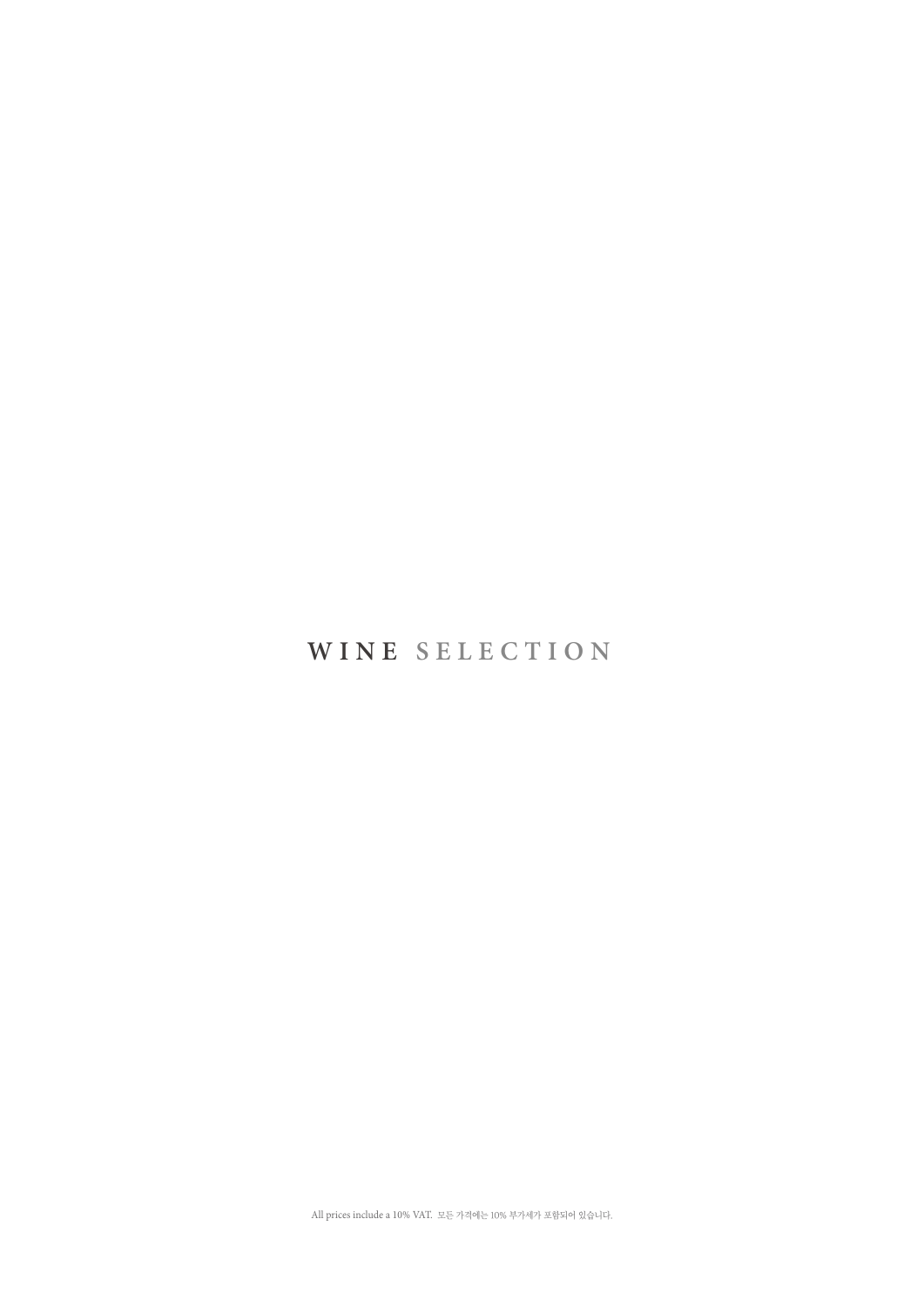# WINE SELECTION

All prices include a 10% VAT. 모든 가격에는 10% 부가세가 포함되어 있습니다.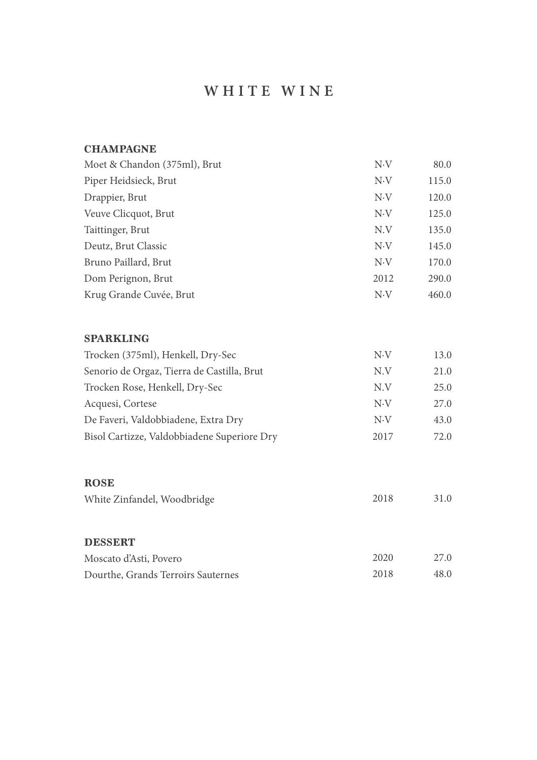# WHITE WINE

## CHAMPAGNE

| | | |
|---|---|---|
| Moet & Chandon (375ml), Brut | N·V | 80.0 |
| Piper Heidsieck, Brut | N·V | 115.0 |
| Drappier, Brut | N·V | 120.0 |
| Veuve Clicquot, Brut | N·V | 125.0 |
| Taittinger, Brut | N.V | 135.0 |
| Deutz, Brut Classic | N·V | 145.0 |
| Bruno Paillard, Brut | N·V | 170.0 |
| Dom Perignon, Brut | 2012 | 290.0 |
| Krug Grande Cuvée, Brut | N·V | 460.0 |

## SPARKLING

| | | |
|---|---|---|
| Trocken (375ml), Henkell, Dry-Sec | N·V | 13.0 |
| Senorio de Orgaz, Tierra de Castilla, Brut | N.V | 21.0 |
| Trocken Rose, Henkell, Dry-Sec | N.V | 25.0 |
| Acquesi, Cortese | N·V | 27.0 |
| De Faveri, Valdobbiadene, Extra Dry | N·V | 43.0 |
| Bisol Cartizze, Valdobbiadene Superiore Dry | 2017 | 72.0 |

## ROSE

| | | |
|---|---|---|
| White Zinfandel, Woodbridge | 2018 | 31.0 |

## DESSERT

| | | |
|---|---|---|
| Moscato d'Asti, Povero | 2020 | 27.0 |
| Dourthe, Grands Terroirs Sauternes | 2018 | 48.0 |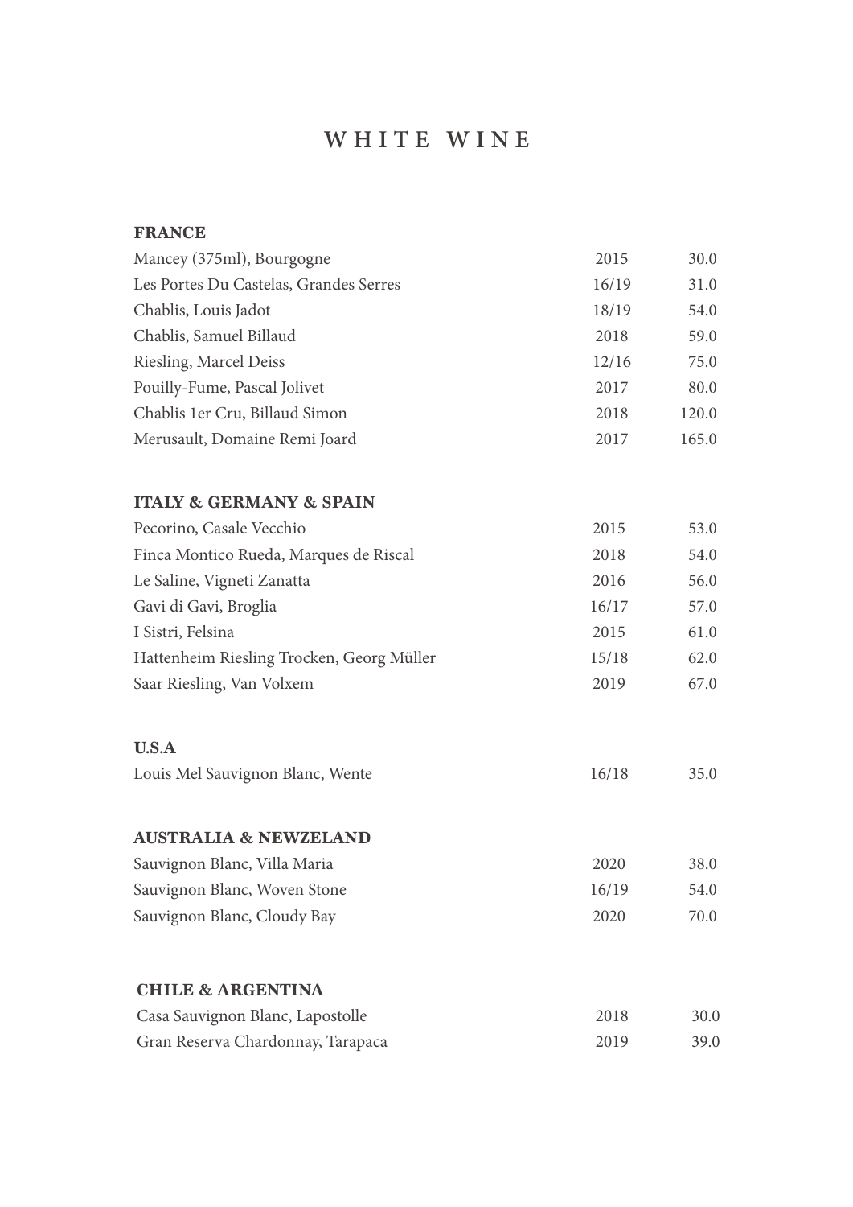# WHITE WINE

## FRANCE

| Wine | Vintage | Price |
|---|---|---|
| Mancey (375ml), Bourgogne | 2015 | 30.0 |
| Les Portes Du Castelas, Grandes Serres | 16/19 | 31.0 |
| Chablis, Louis Jadot | 18/19 | 54.0 |
| Chablis, Samuel Billaud | 2018 | 59.0 |
| Riesling, Marcel Deiss | 12/16 | 75.0 |
| Pouilly-Fume, Pascal Jolivet | 2017 | 80.0 |
| Chablis 1er Cru, Billaud Simon | 2018 | 120.0 |
| Merusault, Domaine Remi Joard | 2017 | 165.0 |

## ITALY & GERMANY & SPAIN

| Wine | Vintage | Price |
|---|---|---|
| Pecorino, Casale Vecchio | 2015 | 53.0 |
| Finca Montico Rueda, Marques de Riscal | 2018 | 54.0 |
| Le Saline, Vigneti Zanatta | 2016 | 56.0 |
| Gavi di Gavi, Broglia | 16/17 | 57.0 |
| I Sistri, Felsina | 2015 | 61.0 |
| Hattenheim Riesling Trocken, Georg Müller | 15/18 | 62.0 |
| Saar Riesling, Van Volxem | 2019 | 67.0 |

## U.S.A

| Wine | Vintage | Price |
|---|---|---|
| Louis Mel Sauvignon Blanc, Wente | 16/18 | 35.0 |

## AUSTRALIA & NEWZELAND

| Wine | Vintage | Price |
|---|---|---|
| Sauvignon Blanc, Villa Maria | 2020 | 38.0 |
| Sauvignon Blanc, Woven Stone | 16/19 | 54.0 |
| Sauvignon Blanc, Cloudy Bay | 2020 | 70.0 |

## CHILE & ARGENTINA

| Wine | Vintage | Price |
|---|---|---|
| Casa Sauvignon Blanc, Lapostolle | 2018 | 30.0 |
| Gran Reserva Chardonnay, Tarapaca | 2019 | 39.0 |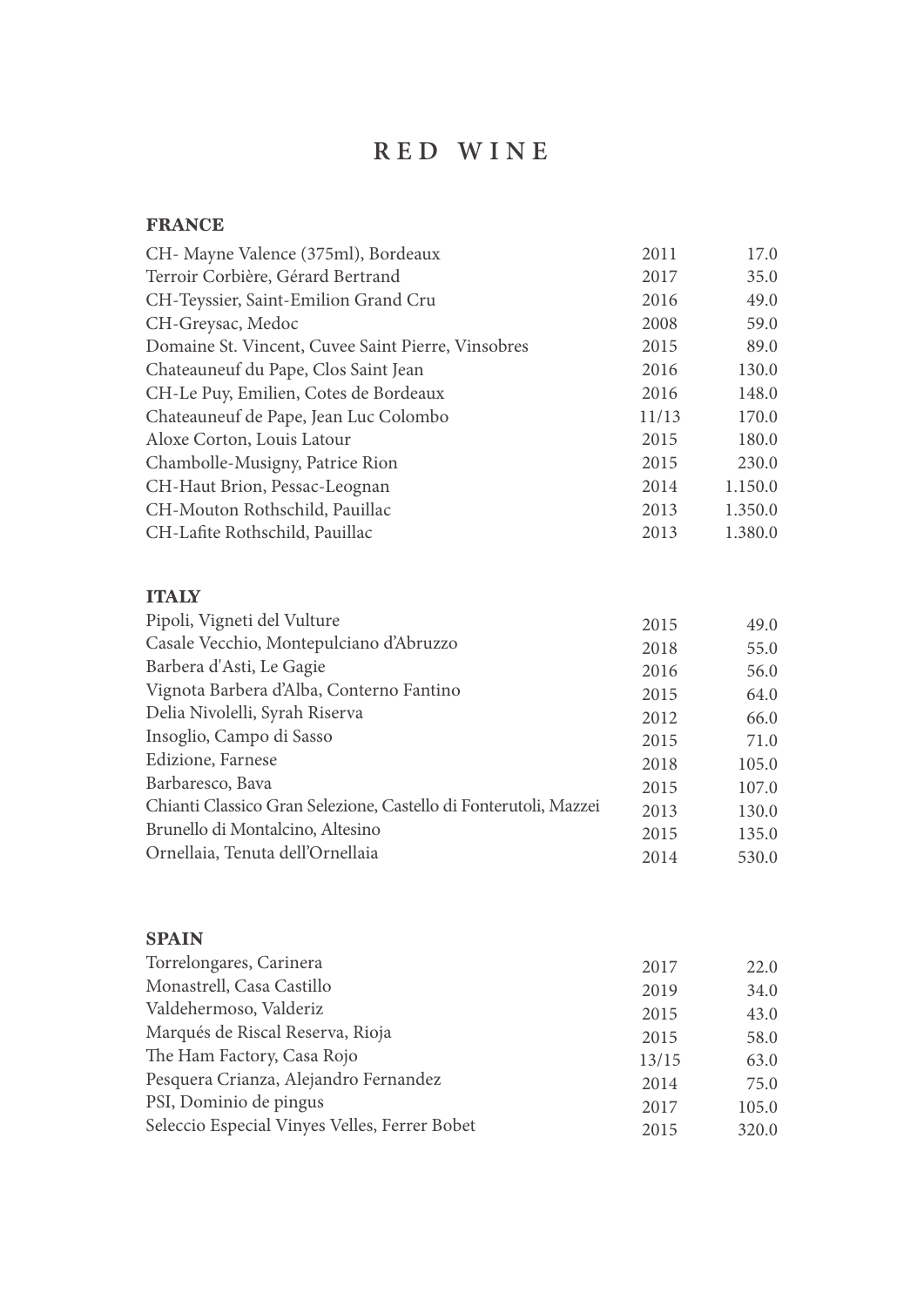# RED WINE

## FRANCE

| Wine | Vintage | Price |
|---|---|---|
| CH- Mayne Valence (375ml), Bordeaux | 2011 | 17.0 |
| Terroir Corbière, Gérard Bertrand | 2017 | 35.0 |
| CH-Teyssier, Saint-Emilion Grand Cru | 2016 | 49.0 |
| CH-Greysac, Medoc | 2008 | 59.0 |
| Domaine St. Vincent, Cuvee Saint Pierre, Vinsobres | 2015 | 89.0 |
| Chateauneuf du Pape, Clos Saint Jean | 2016 | 130.0 |
| CH-Le Puy, Emilien, Cotes de Bordeaux | 2016 | 148.0 |
| Chateauneuf de Pape, Jean Luc Colombo | 11/13 | 170.0 |
| Aloxe Corton, Louis Latour | 2015 | 180.0 |
| Chambolle-Musigny, Patrice Rion | 2015 | 230.0 |
| CH-Haut Brion, Pessac-Leognan | 2014 | 1.150.0 |
| CH-Mouton Rothschild, Pauillac | 2013 | 1.350.0 |
| CH-Lafite Rothschild, Pauillac | 2013 | 1.380.0 |

## ITALY

| Wine | Vintage | Price |
|---|---|---|
| Pipoli, Vigneti del Vulture | 2015 | 49.0 |
| Casale Vecchio, Montepulciano d'Abruzzo | 2018 | 55.0 |
| Barbera d'Asti, Le Gagie | 2016 | 56.0 |
| Vignota Barbera d'Alba, Conterno Fantino | 2015 | 64.0 |
| Delia Nivolelli, Syrah Riserva | 2012 | 66.0 |
| Insoglio, Campo di Sasso | 2015 | 71.0 |
| Edizione, Farnese | 2018 | 105.0 |
| Barbaresco, Bava | 2015 | 107.0 |
| Chianti Classico Gran Selezione, Castello di Fonterutoli, Mazzei | 2013 | 130.0 |
| Brunello di Montalcino, Altesino | 2015 | 135.0 |
| Ornellaia, Tenuta dell'Ornellaia | 2014 | 530.0 |

## SPAIN

| Wine | Vintage | Price |
|---|---|---|
| Torrelongares, Carinera | 2017 | 22.0 |
| Monastrell, Casa Castillo | 2019 | 34.0 |
| Valdehermoso, Valderiz | 2015 | 43.0 |
| Marqués de Riscal Reserva, Rioja | 2015 | 58.0 |
| The Ham Factory, Casa Rojo | 13/15 | 63.0 |
| Pesquera Crianza, Alejandro Fernandez | 2014 | 75.0 |
| PSI, Dominio de pingus | 2017 | 105.0 |
| Seleccio Especial Vinyes Velles, Ferrer Bobet | 2015 | 320.0 |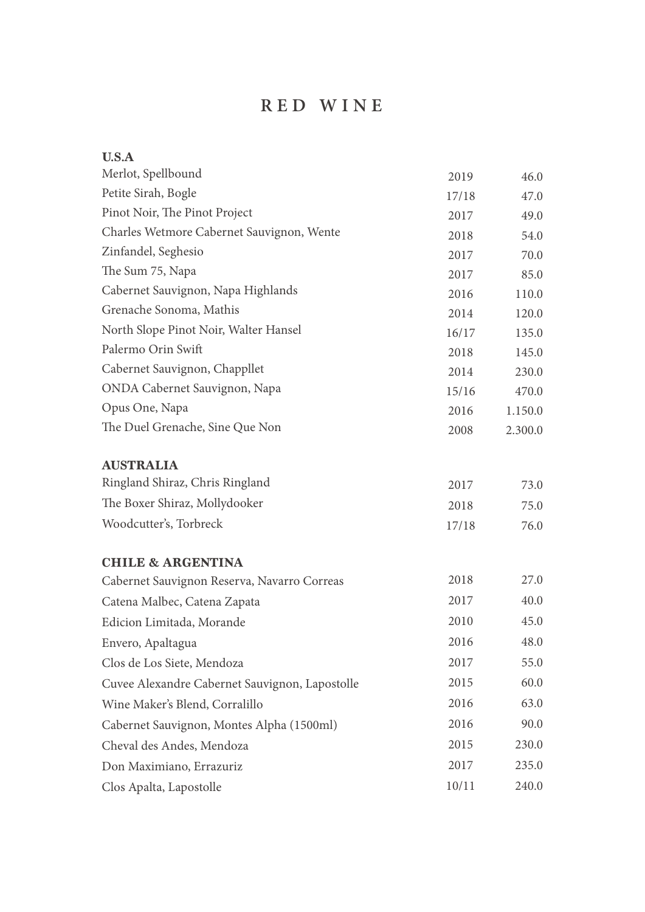# RED WINE

## U.S.A

| Wine | Vintage | Price |
|---|---|---|
| Merlot, Spellbound | 2019 | 46.0 |
| Petite Sirah, Bogle | 17/18 | 47.0 |
| Pinot Noir, The Pinot Project | 2017 | 49.0 |
| Charles Wetmore Cabernet Sauvignon, Wente | 2018 | 54.0 |
| Zinfandel, Seghesio | 2017 | 70.0 |
| The Sum 75, Napa | 2017 | 85.0 |
| Cabernet Sauvignon, Napa Highlands | 2016 | 110.0 |
| Grenache Sonoma, Mathis | 2014 | 120.0 |
| North Slope Pinot Noir, Walter Hansel | 16/17 | 135.0 |
| Palermo Orin Swift | 2018 | 145.0 |
| Cabernet Sauvignon, Chappllet | 2014 | 230.0 |
| ONDA Cabernet Sauvignon, Napa | 15/16 | 470.0 |
| Opus One, Napa | 2016 | 1.150.0 |
| The Duel Grenache, Sine Que Non | 2008 | 2.300.0 |

## AUSTRALIA

| Wine | Vintage | Price |
|---|---|---|
| Ringland Shiraz, Chris Ringland | 2017 | 73.0 |
| The Boxer Shiraz, Mollydooker | 2018 | 75.0 |
| Woodcutter's, Torbreck | 17/18 | 76.0 |

## CHILE & ARGENTINA

| Wine | Vintage | Price |
|---|---|---|
| Cabernet Sauvignon Reserva, Navarro Correas | 2018 | 27.0 |
| Catena Malbec, Catena Zapata | 2017 | 40.0 |
| Edicion Limitada, Morande | 2010 | 45.0 |
| Envero, Apaltagua | 2016 | 48.0 |
| Clos de Los Siete, Mendoza | 2017 | 55.0 |
| Cuvee Alexandre Cabernet Sauvignon, Lapostolle | 2015 | 60.0 |
| Wine Maker's Blend, Corralillo | 2016 | 63.0 |
| Cabernet Sauvignon, Montes Alpha (1500ml) | 2016 | 90.0 |
| Cheval des Andes, Mendoza | 2015 | 230.0 |
| Don Maximiano, Errazuriz | 2017 | 235.0 |
| Clos Apalta, Lapostolle | 10/11 | 240.0 |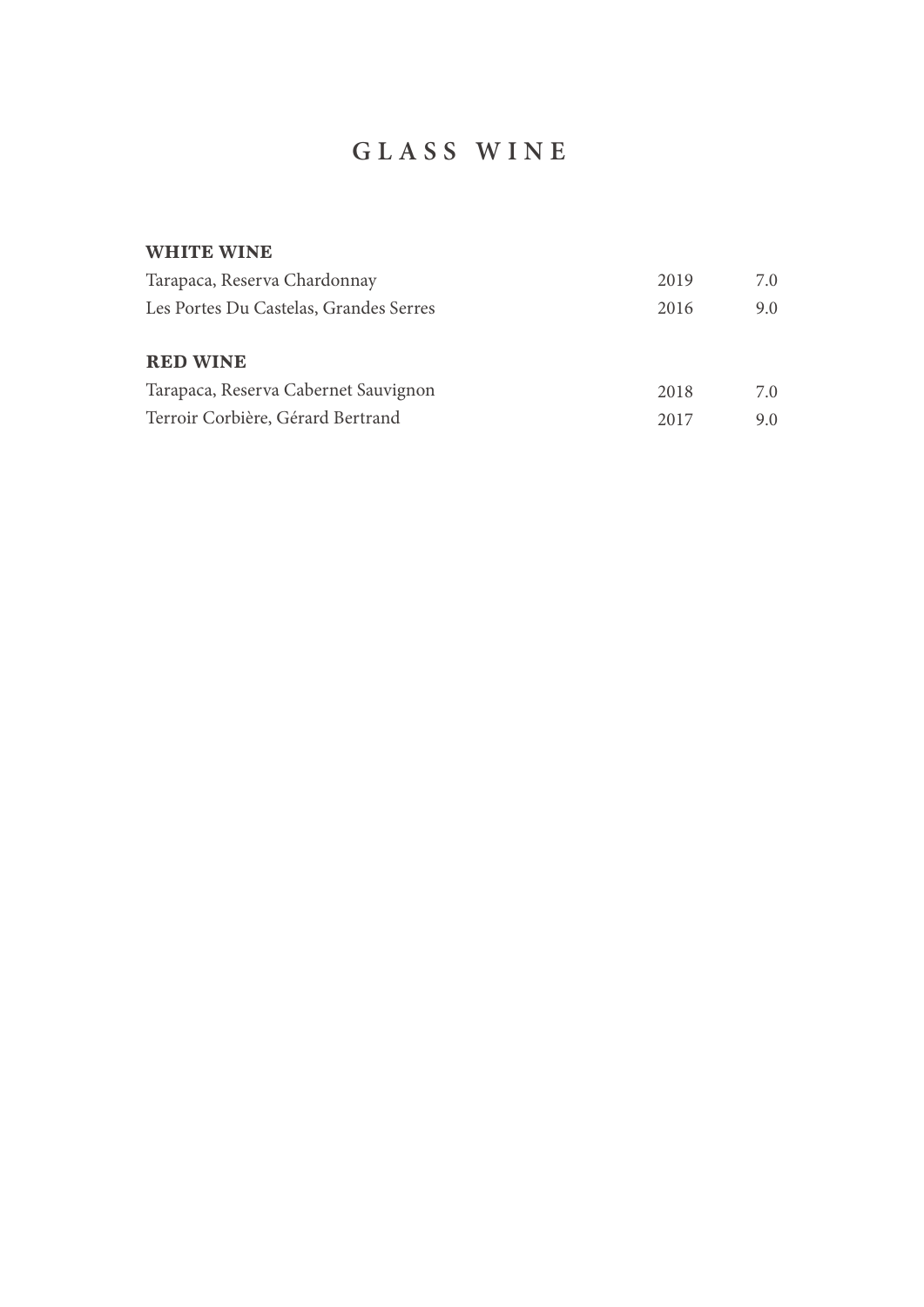# GLASS WINE

| | | |
|---|---|---|
| **WHITE WINE** | | |
| Tarapaca, Reserva Chardonnay | 2019 | 7.0 |
| Les Portes Du Castelas, Grandes Serres | 2016 | 9.0 |
| **RED WINE** | | |
| Tarapaca, Reserva Cabernet Sauvignon | 2018 | 7.0 |
| Terroir Corbière, Gérard Bertrand | 2017 | 9.0 |